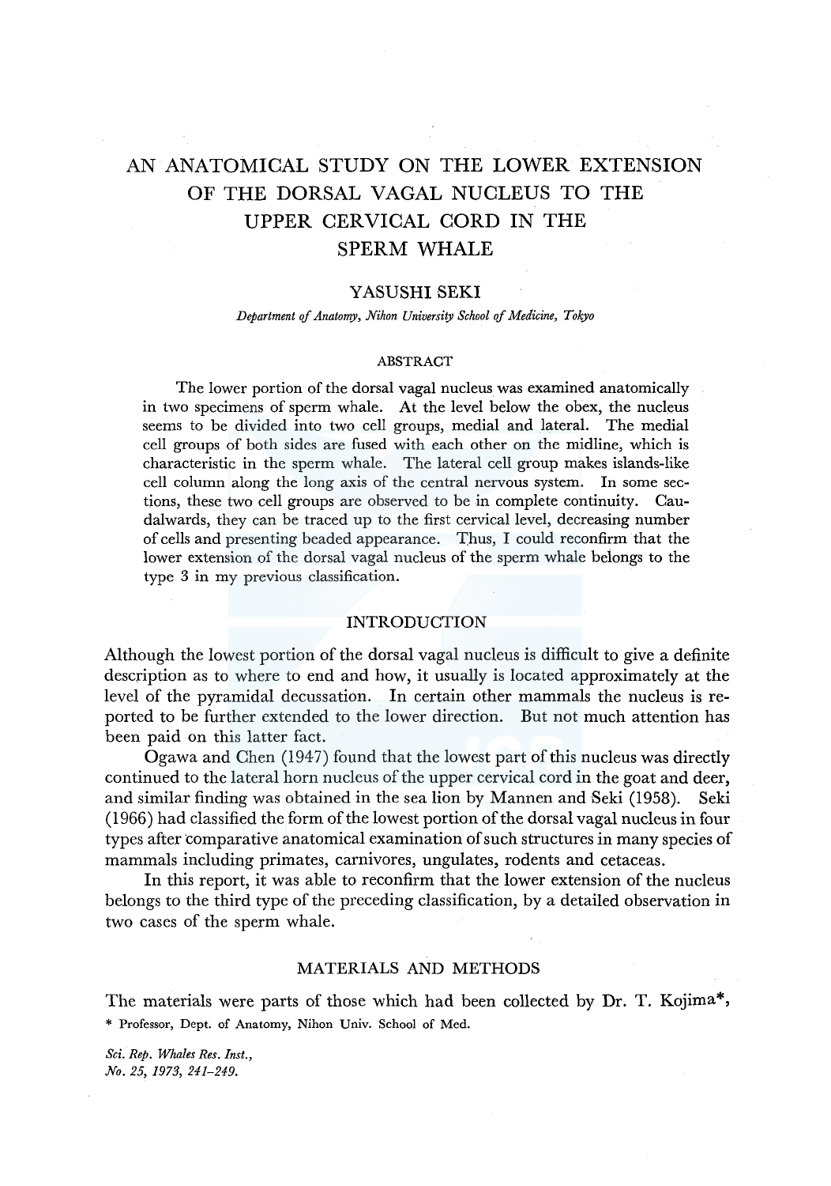# AN ANATOMICAL STUDY ON THE LOWER EXTENSION OF THE DORSAL VAGAL NUCLEUS TO THE UPPER CERVICAL CORD IN THE SPERM WHALE

YASUSHI SEKI

*Department of Anatomy, Nihon University School of Medicine, Tokyo*

## ABSTRACT

The lower portion of the dorsal vagal nucleus was examined anatomically in two specimens of sperm whale. At the level below the obex, the nucleus seems to be divided into two cell groups, medial and lateral. The medial cell groups of both sides are fused with each other on the midline, which is characteristic in the sperm whale. The lateral cell group makes islands-like cell column along the long axis of the central nervous system. In some sections, these two cell groups are observed to be in complete continuity. Caudalwards, they can be traced up to the first cervical level, decreasing number of cells and presenting beaded appearance. Thus, I could reconfirm that the lower extension of the dorsal vagal nucleus of the sperm whale belongs to the type 3 in my previous classification.

## INTRODUCTION

Although the lowest portion of the dorsal vagal nucleus is difficult to give a definite description as to where to end and how, it usually is located approximately at the level of the pyramidal decussation. In certain other mammals the nucleus is reported to be further extended to the lower direction. But not much attention has been paid on this latter fact.

Ogawa and Chen (1947) found that the lowest part of this nucleus was directly continued to the lateral horn nucleus of the upper cervical cord in the goat and deer, and similar finding was obtained in the sea lion by Mannen and Seki (1958). Seki (1966) had classified the form of the lowest portion of the dorsal vagal nucleus in four types after comparative anatomical examination of such structures in many species of mammals including primates, carnivores, ungulates, rodents and cetaceas.

In this report, it was able to reconfirm that the lower extension of the nucleus belongs to the third type of the preceding classification, by a detailed observation in two cases of the sperm whale.

## MATERIALS AND METHODS

The materials were parts of those which had been collected by Dr. T. Kojima*,

\* Professor, Dept. of Anatomy, Nihon Univ. School of Med.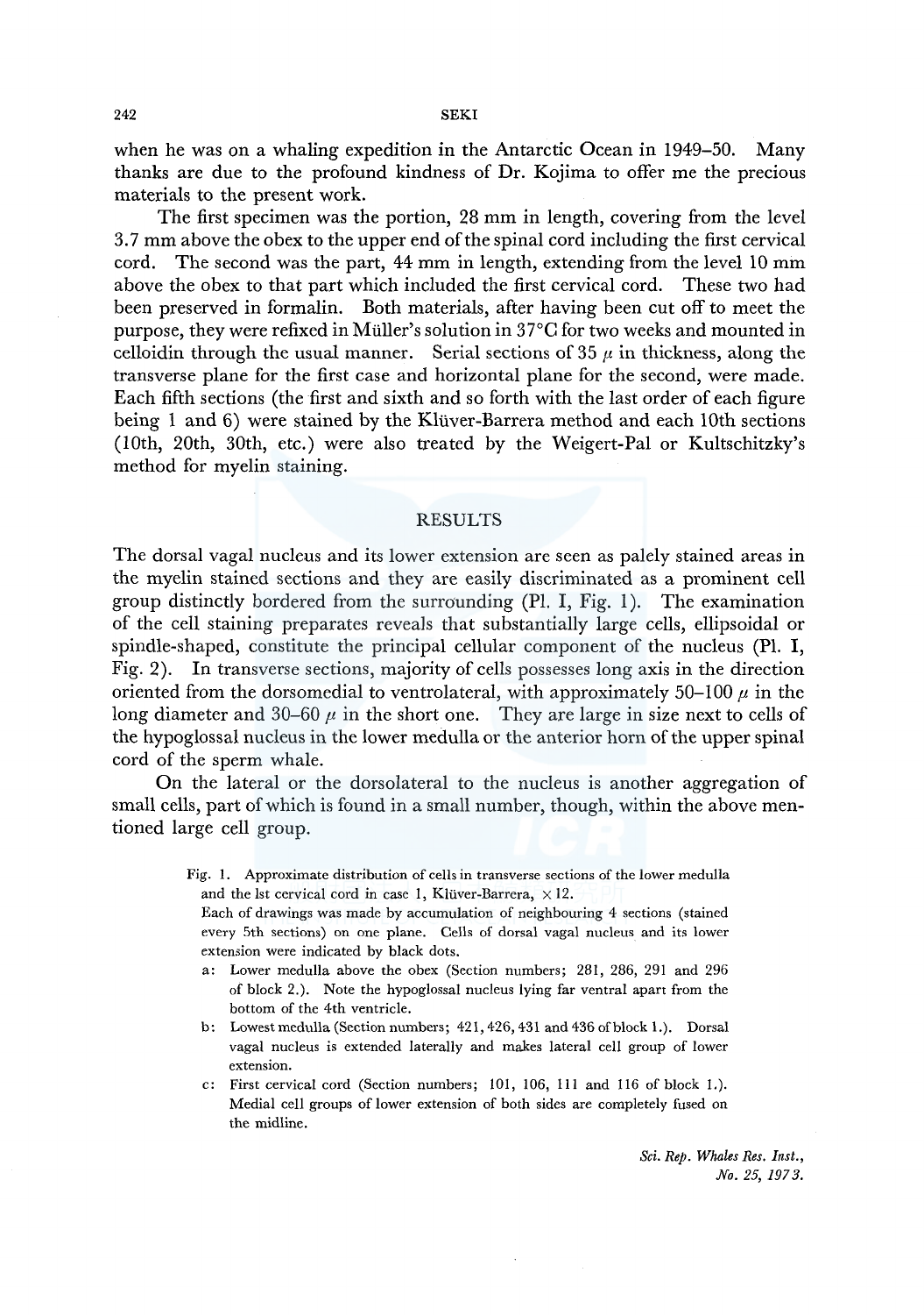when he was on a whaling expedition in the Antarctic Ocean in 1949–50. Many thanks are due to the profound kindness of Dr. Kojima to offer me the precious materials to the present work.

The first specimen was the portion, 28 mm in length, covering from the level 3.7 mm above the obex to the upper end of the spinal cord including the first cervical cord. The second was the part, 44 mm in length, extending from the level 10 mm above the obex to that part which included the first cervical cord. These two had been preserved in formalin. Both materials, after having been cut off to meet the purpose, they were refixed in Müller's solution in 37°C for two weeks and mounted in celloidin through the usual manner. Serial sections of 35 $\mu$ in thickness, along the transverse plane for the first case and horizontal plane for the second, were made. Each fifth sections (the first and sixth and so forth with the last order of each figure being 1 and 6) were stained by the Klüver-Barrera method and each 10th sections (10th, 20th, 30th, etc.) were also treated by the Weigert-Pal or Kultschitzky's method for myelin staining.

## RESULTS

The dorsal vagal nucleus and its lower extension are seen as palely stained areas in the myelin stained sections and they are easily discriminated as a prominent cell group distinctly bordered from the surrounding (Pl. I, Fig. 1). The examination of the cell staining preparates reveals that substantially large cells, ellipsoidal or spindle-shaped, constitute the principal cellular component of the nucleus (Pl. I, Fig. 2). In transverse sections, majority of cells possesses long axis in the direction oriented from the dorsomedial to ventrolateral, with approximately 50–100 $\mu$ in the long diameter and 30–60 $\mu$ in the short one. They are large in size next to cells of the hypoglossal nucleus in the lower medulla or the anterior horn of the upper spinal cord of the sperm whale.

On the lateral or the dorsolateral to the nucleus is another aggregation of small cells, part of which is found in a small number, though, within the above mentioned large cell group.

Fig. 1. Approximate distribution of cells in transverse sections of the lower medulla and the 1st cervical cord in case 1, Klüver-Barrera, × 12.
Each of drawings was made by accumulation of neighbouring 4 sections (stained every 5th sections) on one plane. Cells of dorsal vagal nucleus and its lower extension were indicated by black dots.

- a: Lower medulla above the obex (Section numbers; 281, 286, 291 and 296 of block 2.). Note the hypoglossal nucleus lying far ventral apart from the bottom of the 4th ventricle.
- b: Lowest medulla (Section numbers; 421, 426, 431 and 436 of block 1.). Dorsal vagal nucleus is extended laterally and makes lateral cell group of lower extension.
- c: First cervical cord (Section numbers; 101, 106, 111 and 116 of block 1.). Medial cell groups of lower extension of both sides are completely fused on the midline.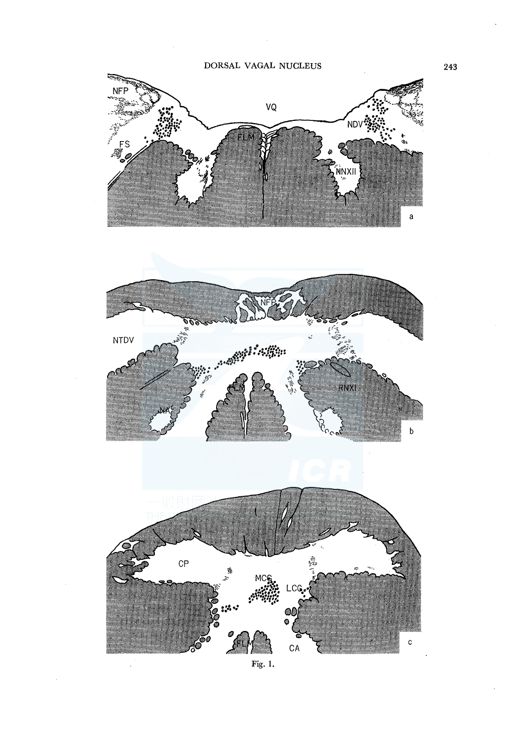Fig. 1.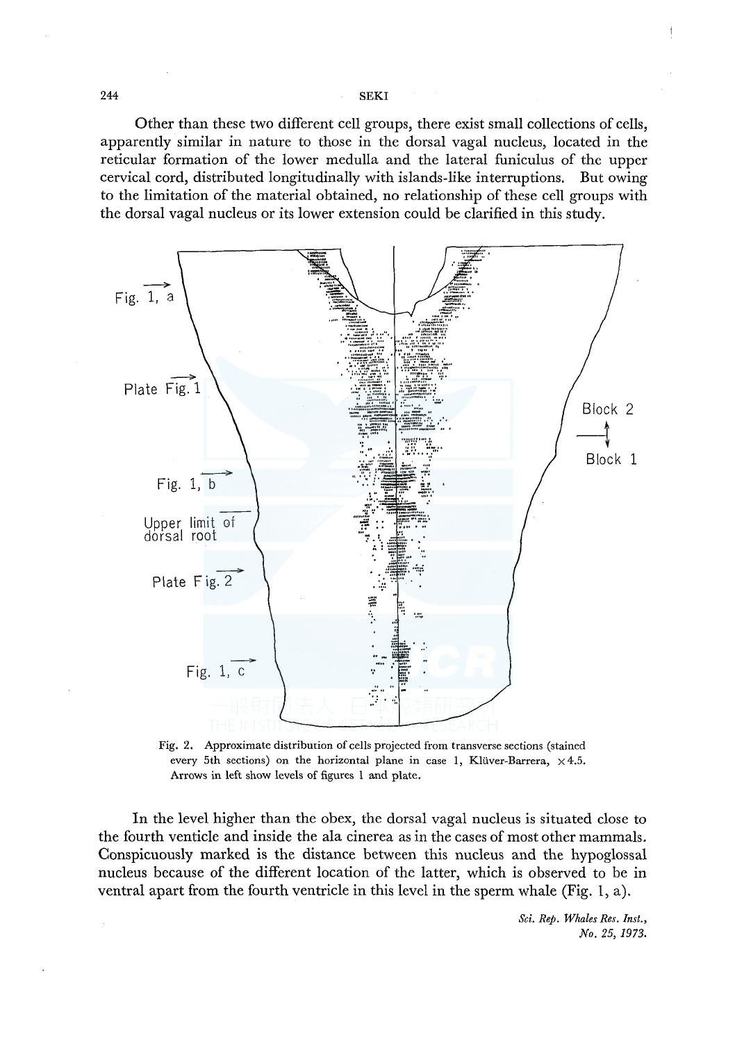Other than these two different cell groups, there exist small collections of cells, apparently similar in nature to those in the dorsal vagal nucleus, located in the reticular formation of the lower medulla and the lateral funiculus of the upper cervical cord, distributed longitudinally with islands-like interruptions. But owing to the limitation of the material obtained, no relationship of these cell groups with the dorsal vagal nucleus or its lower extension could be clarified in this study.

Fig. 2. Approximate distribution of cells projected from transverse sections (stained every 5th sections) on the horizontal plane in case 1, Klüver-Barrera, ×4.5. Arrows in left show levels of figures 1 and plate.

In the level higher than the obex, the dorsal vagal nucleus is situated close to the fourth venticle and inside the ala cinerea as in the cases of most other mammals. Conspicuously marked is the distance between this nucleus and the hypoglossal nucleus because of the different location of the latter, which is observed to be in ventral apart from the fourth ventricle in this level in the sperm whale (Fig. 1, a).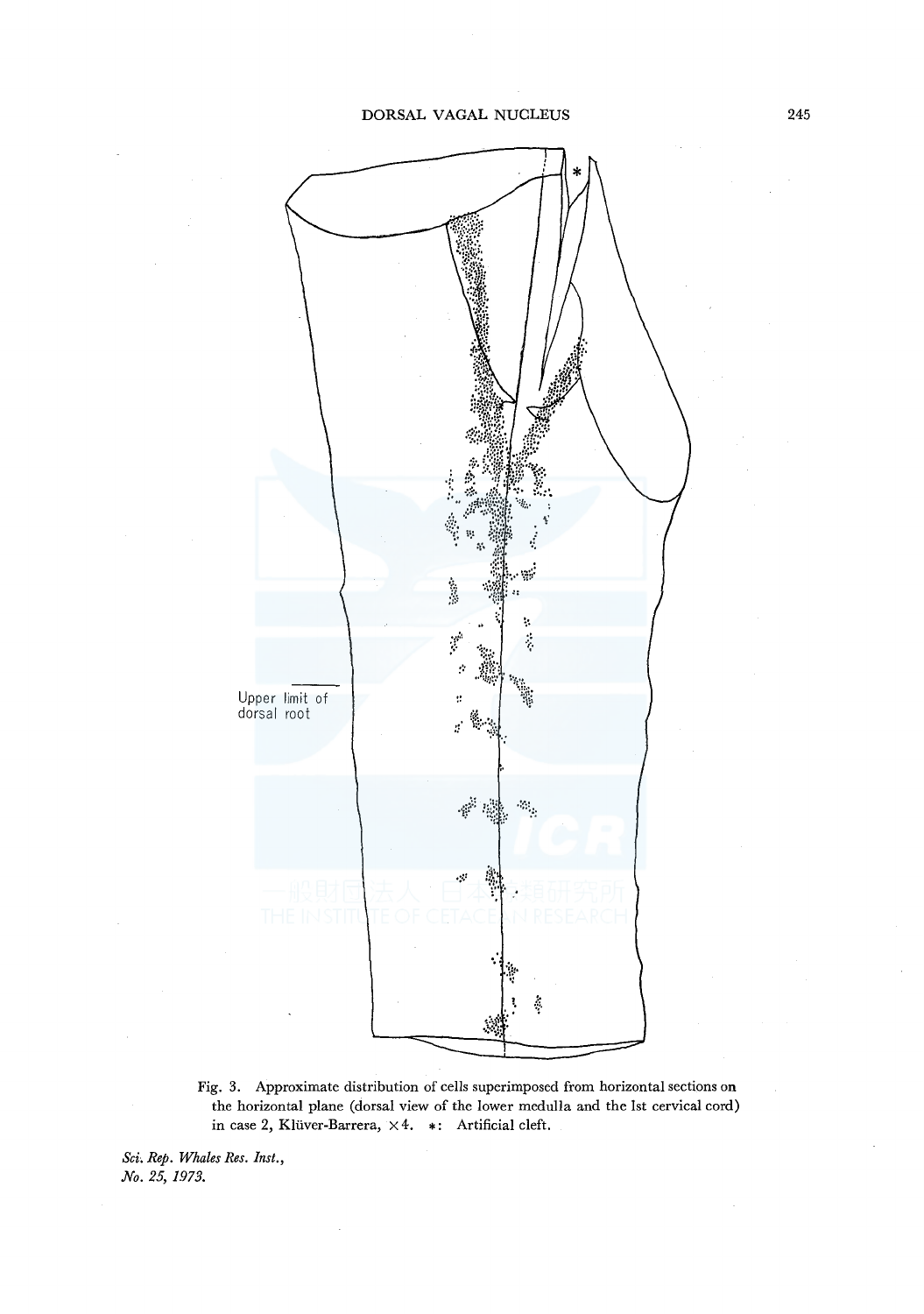Upper limit of dorsal root

Fig. 3. Approximate distribution of cells superimposed from horizontal sections on the horizontal plane (dorsal view of the lower medulla and the 1st cervical cord) in case 2, Klüver-Barrera, ×4. *: Artificial cleft.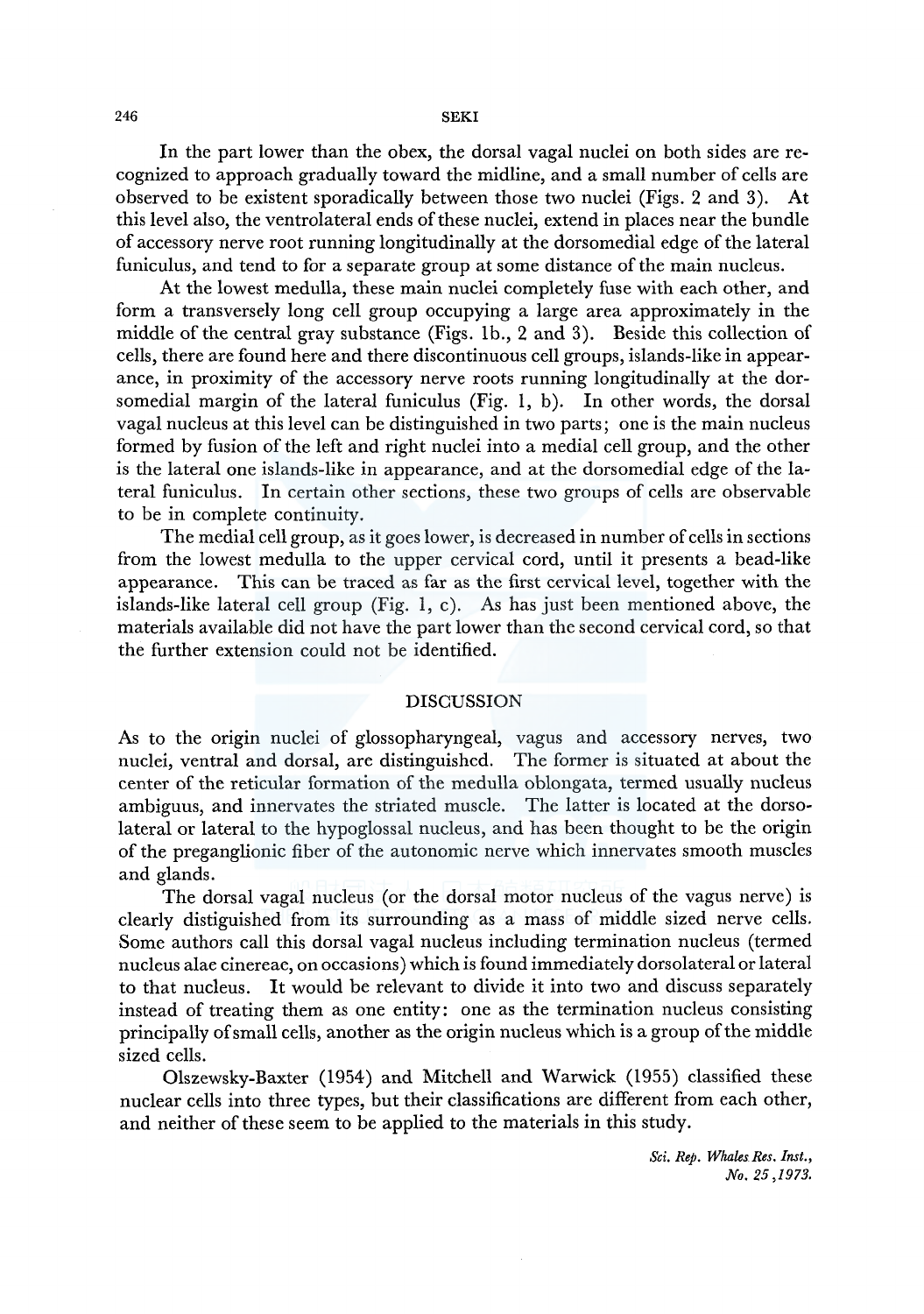In the part lower than the obex, the dorsal vagal nuclei on both sides are recognized to approach gradually toward the midline, and a small number of cells are observed to be existent sporadically between those two nuclei (Figs. 2 and 3). At this level also, the ventrolateral ends of these nuclei, extend in places near the bundle of accessory nerve root running longitudinally at the dorsomedial edge of the lateral funiculus, and tend to for a separate group at some distance of the main nucleus.

At the lowest medulla, these main nuclei completely fuse with each other, and form a transversely long cell group occupying a large area approximately in the middle of the central gray substance (Figs. 1b., 2 and 3). Beside this collection of cells, there are found here and there discontinuous cell groups, islands-like in appearance, in proximity of the accessory nerve roots running longitudinally at the dorsomedial margin of the lateral funiculus (Fig. 1, b). In other words, the dorsal vagal nucleus at this level can be distinguished in two parts; one is the main nucleus formed by fusion of the left and right nuclei into a medial cell group, and the other is the lateral one islands-like in appearance, and at the dorsomedial edge of the lateral funiculus. In certain other sections, these two groups of cells are observable to be in complete continuity.

The medial cell group, as it goes lower, is decreased in number of cells in sections from the lowest medulla to the upper cervical cord, until it presents a bead-like appearance. This can be traced as far as the first cervical level, together with the islands-like lateral cell group (Fig. 1, c). As has just been mentioned above, the materials available did not have the part lower than the second cervical cord, so that the further extension could not be identified.

## DISCUSSION

As to the origin nuclei of glossopharyngeal, vagus and accessory nerves, two nuclei, ventral and dorsal, are distinguished. The former is situated at about the center of the reticular formation of the medulla oblongata, termed usually nucleus ambiguus, and innervates the striated muscle. The latter is located at the dorsolateral or lateral to the hypoglossal nucleus, and has been thought to be the origin of the preganglionic fiber of the autonomic nerve which innervates smooth muscles and glands.

The dorsal vagal nucleus (or the dorsal motor nucleus of the vagus nerve) is clearly distiguished from its surrounding as a mass of middle sized nerve cells. Some authors call this dorsal vagal nucleus including termination nucleus (termed nucleus alae cinereae, on occasions) which is found immediately dorsolateral or lateral to that nucleus. It would be relevant to divide it into two and discuss separately instead of treating them as one entity: one as the termination nucleus consisting principally of small cells, another as the origin nucleus which is a group of the middle sized cells.

Olszewsky-Baxter (1954) and Mitchell and Warwick (1955) classified these nuclear cells into three types, but their classifications are different from each other, and neither of these seem to be applied to the materials in this study.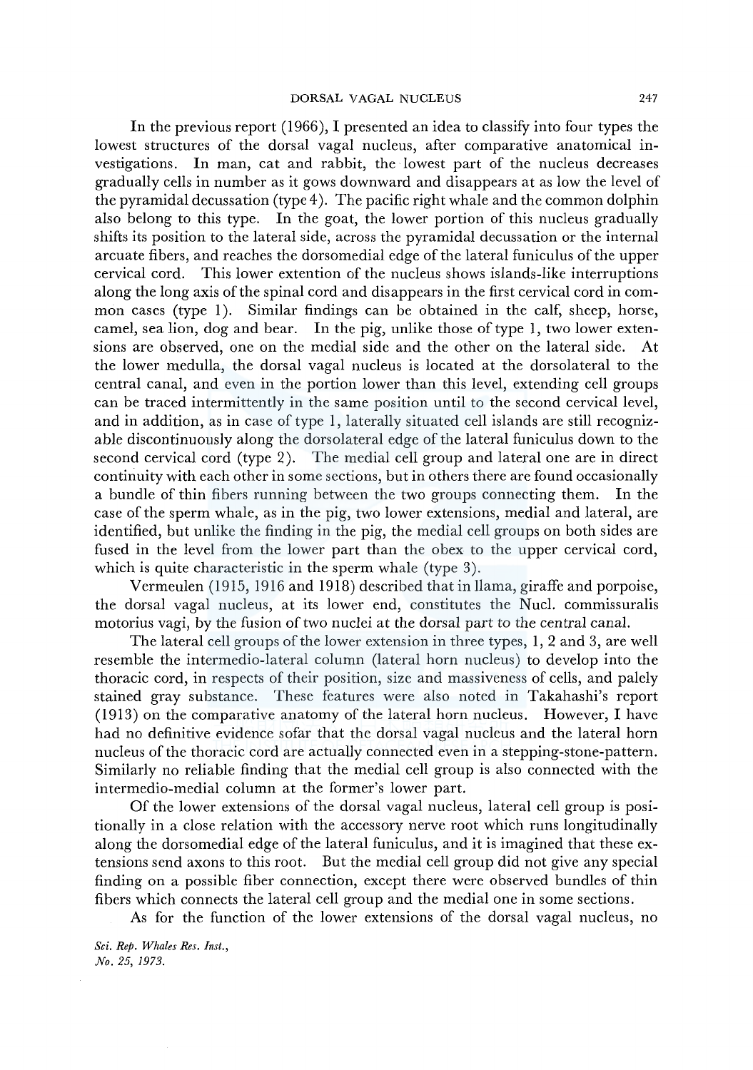In the previous report (1966), I presented an idea to classify into four types the lowest structures of the dorsal vagal nucleus, after comparative anatomical investigations. In man, cat and rabbit, the lowest part of the nucleus decreases gradually cells in number as it gows downward and disappears at as low the level of the pyramidal decussation (type 4). The pacific right whale and the common dolphin also belong to this type. In the goat, the lower portion of this nucleus gradually shifts its position to the lateral side, across the pyramidal decussation or the internal arcuate fibers, and reaches the dorsomedial edge of the lateral funiculus of the upper cervical cord. This lower extention of the nucleus shows islands-like interruptions along the long axis of the spinal cord and disappears in the first cervical cord in common cases (type 1). Similar findings can be obtained in the calf, sheep, horse, camel, sea lion, dog and bear. In the pig, unlike those of type 1, two lower extensions are observed, one on the medial side and the other on the lateral side. At the lower medulla, the dorsal vagal nucleus is located at the dorsolateral to the central canal, and even in the portion lower than this level, extending cell groups can be traced intermittently in the same position until to the second cervical level, and in addition, as in case of type 1, laterally situated cell islands are still recognizable discontinuously along the dorsolateral edge of the lateral funiculus down to the second cervical cord (type 2). The medial cell group and lateral one are in direct continuity with each other in some sections, but in others there are found occasionally a bundle of thin fibers running between the two groups connecting them. In the case of the sperm whale, as in the pig, two lower extensions, medial and lateral, are identified, but unlike the finding in the pig, the medial cell groups on both sides are fused in the level from the lower part than the obex to the upper cervical cord, which is quite characteristic in the sperm whale (type 3).

Vermeulen (1915, 1916 and 1918) described that in llama, giraffe and porpoise, the dorsal vagal nucleus, at its lower end, constitutes the Nucl. commissuralis motorius vagi, by the fusion of two nuclei at the dorsal part to the central canal.

The lateral cell groups of the lower extension in three types, 1, 2 and 3, are well resemble the intermedio-lateral column (lateral horn nucleus) to develop into the thoracic cord, in respects of their position, size and massiveness of cells, and palely stained gray substance. These features were also noted in Takahashi's report (1913) on the comparative anatomy of the lateral horn nucleus. However, I have had no definitive evidence sofar that the dorsal vagal nucleus and the lateral horn nucleus of the thoracic cord are actually connected even in a stepping-stone-pattern. Similarly no reliable finding that the medial cell group is also connected with the intermedio-medial column at the former's lower part.

Of the lower extensions of the dorsal vagal nucleus, lateral cell group is positionally in a close relation with the accessory nerve root which runs longitudinally along the dorsomedial edge of the lateral funiculus, and it is imagined that these extensions send axons to this root. But the medial cell group did not give any special finding on a possible fiber connection, except there were observed bundles of thin fibers which connects the lateral cell group and the medial one in some sections.

As for the function of the lower extensions of the dorsal vagal nucleus, no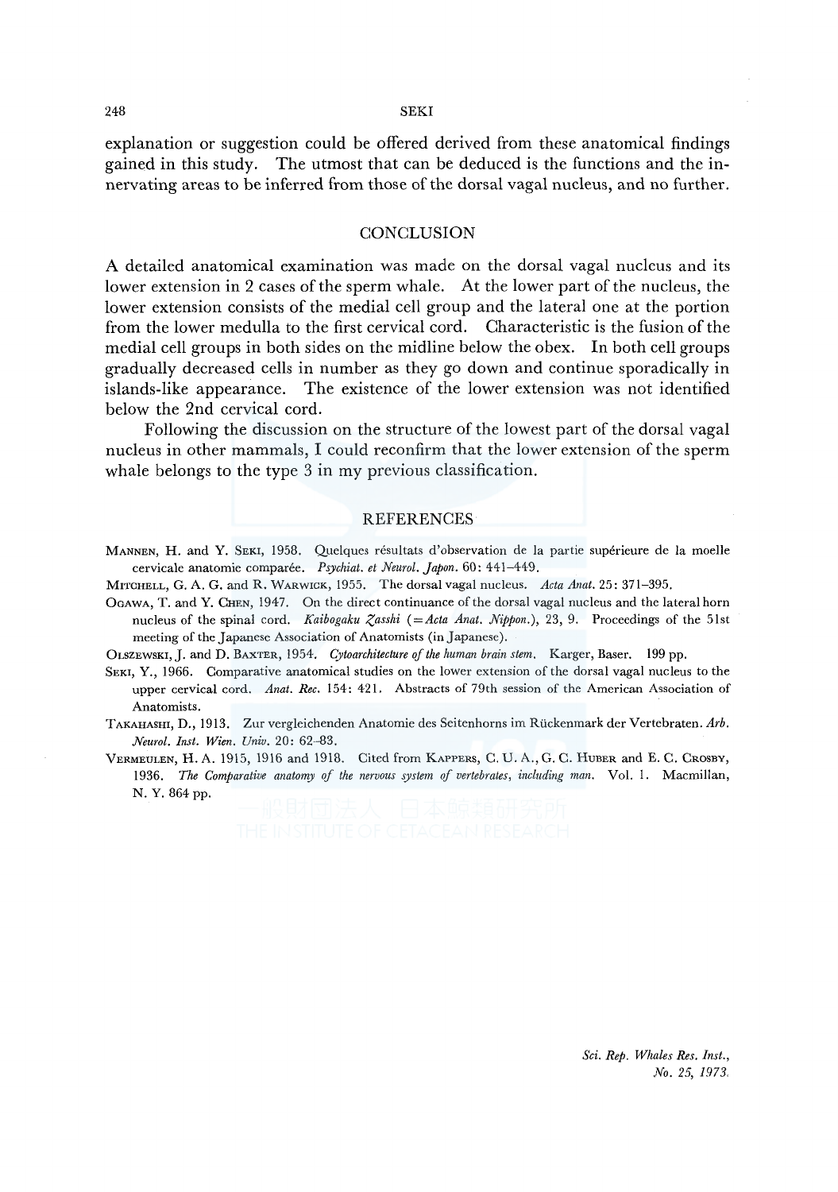explanation or suggestion could be offered derived from these anatomical findings gained in this study. The utmost that can be deduced is the functions and the innervating areas to be inferred from those of the dorsal vagal nucleus, and no further.

## CONCLUSION

A detailed anatomical examination was made on the dorsal vagal nucleus and its lower extension in 2 cases of the sperm whale. At the lower part of the nucleus, the lower extension consists of the medial cell group and the lateral one at the portion from the lower medulla to the first cervical cord. Characteristic is the fusion of the medial cell groups in both sides on the midline below the obex. In both cell groups gradually decreased cells in number as they go down and continue sporadically in islands-like appearance. The existence of the lower extension was not identified below the 2nd cervical cord.

Following the discussion on the structure of the lowest part of the dorsal vagal nucleus in other mammals, I could reconfirm that the lower extension of the sperm whale belongs to the type 3 in my previous classification.

## REFERENCES

MANNEN, H. and Y. SEKI, 1958. Quelques résultats d'observation de la partie supérieure de la moelle cervicale anatomie comparée. *Psychiat. et Neurol. Japon.* 60: 441–449.

MITCHELL, G. A. G. and R. WARWICK, 1955. The dorsal vagal nucleus. *Acta Anat.* 25: 371–395.

OGAWA, T. and Y. CHEN, 1947. On the direct continuance of the dorsal vagal nucleus and the lateral horn nucleus of the spinal cord. *Kaibogaku Zasshi* (=*Acta Anat. Nippon.*), 23, 9. Proceedings of the 51st meeting of the Japanese Association of Anatomists (in Japanese).

OLSZEWSKI, J. and D. BAXTER, 1954. *Cytoarchitecture of the human brain stem.* Karger, Baser. 199 pp.

SEKI, Y., 1966. Comparative anatomical studies on the lower extension of the dorsal vagal nucleus to the upper cervical cord. *Anat. Rec.* 154: 421. Abstracts of 79th session of the American Association of Anatomists.

TAKAHASHI, D., 1913. Zur vergleichenden Anatomie des Seitenhorns im Rückenmark der Vertebraten. *Arb. Neurol. Inst. Wien. Univ.* 20: 62–83.

VERMEULEN, H. A. 1915, 1916 and 1918. Cited from KAPPERS, C. U. A., G. C. HUBER and E. C. CROSBY, 1936. *The Comparative anatomy of the nervous system of vertebrates, including man.* Vol. 1. Macmillan, N. Y. 864 pp.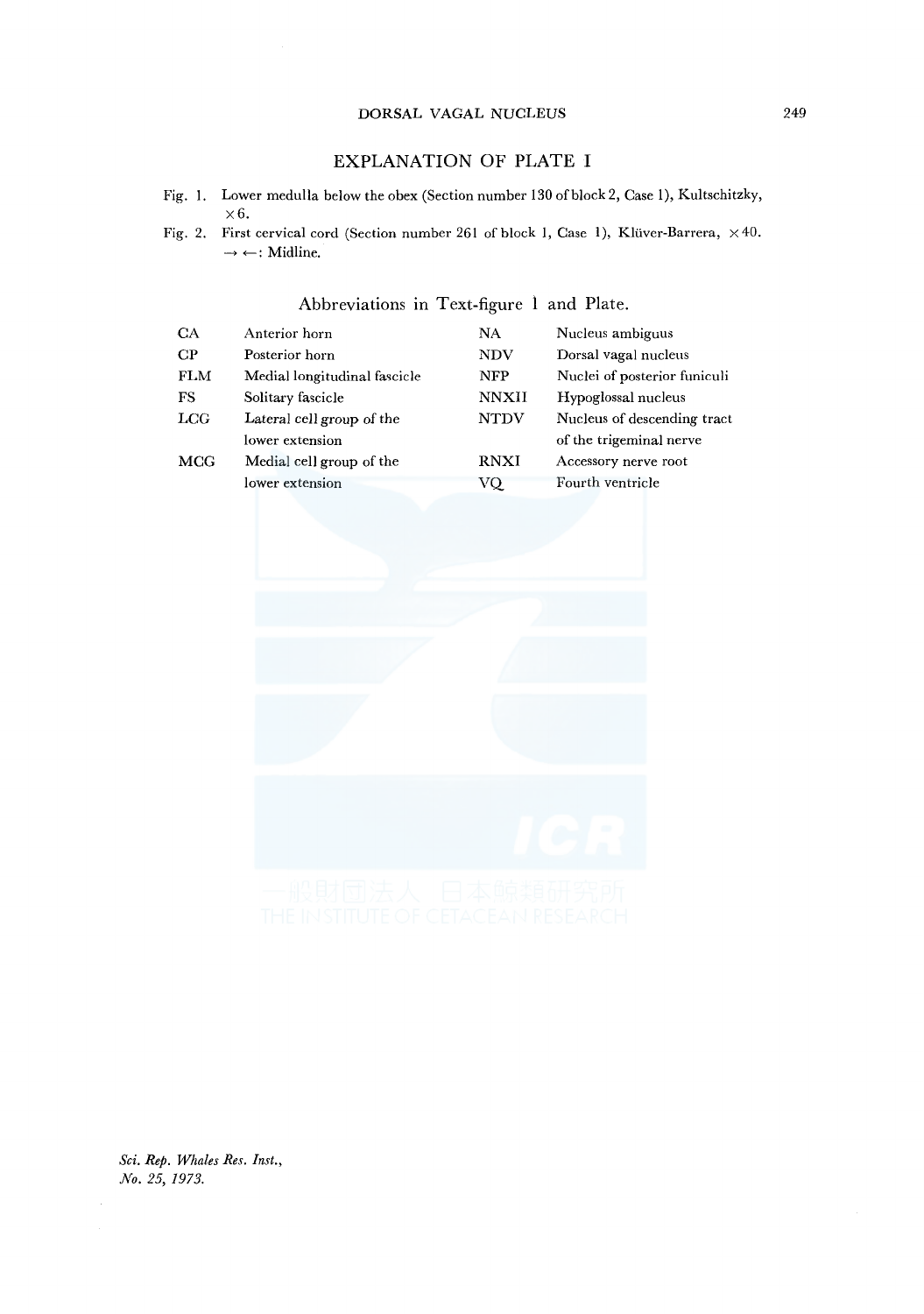## EXPLANATION OF PLATE I

Fig. 1. Lower medulla below the obex (Section number 130 of block 2, Case 1), Kultschitzky, ×6.

Fig. 2. First cervical cord (Section number 261 of block 1, Case 1), Klüver-Barrera, ×40. → ←: Midline.

### Abbreviations in Text-figure 1 and Plate.

| | | | |
|---|---|---|---|
| CA | Anterior horn | NA | Nucleus ambiguus |
| CP | Posterior horn | NDV | Dorsal vagal nucleus |
| FLM | Medial longitudinal fascicle | NFP | Nuclei of posterior funiculi |
| FS | Solitary fascicle | NNXII | Hypoglossal nucleus |
| LCG | Lateral cell group of the lower extension | NTDV | Nucleus of descending tract of the trigeminal nerve |
| MCG | Medial cell group of the lower extension | RNXI | Accessory nerve root |
| | | VQ | Fourth ventricle |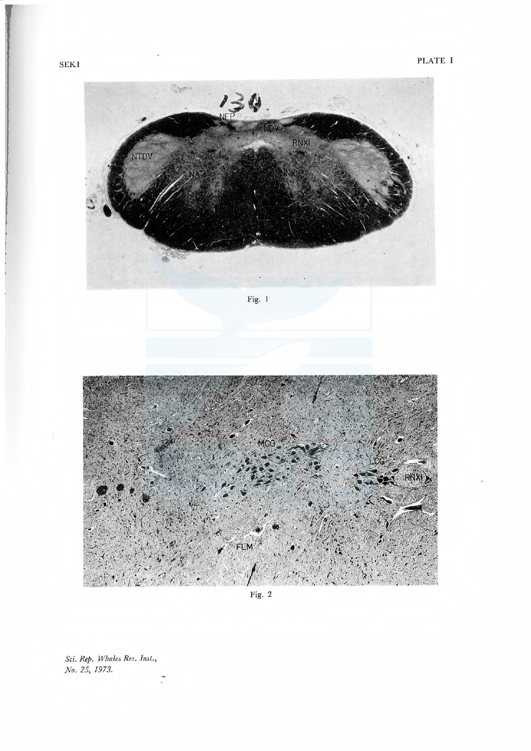PLATE I

Fig. 1

Fig. 2